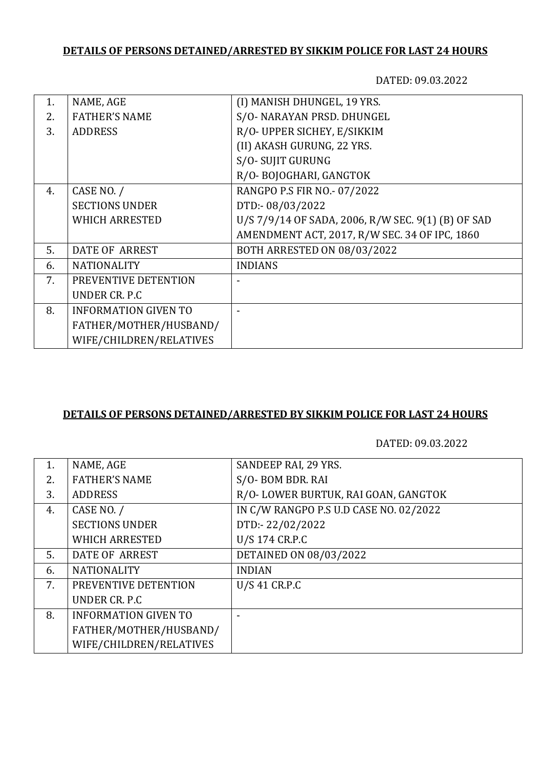**DETAILS OF PERSONS DETAINED/ARRESTED BY SIKKIM POLICE FOR LAST 24 HOURS**

DATED: 09.03.2022

| | | |
|---|---|---|
| 1.<br>2.<br>3. | NAME, AGE<br>FATHER'S NAME<br>ADDRESS | (I) MANISH DHUNGEL, 19 YRS.<br>S/O- NARAYAN PRSD. DHUNGEL<br>R/O- UPPER SICHEY, E/SIKKIM<br>(II) AKASH GURUNG, 22 YRS.<br>S/O- SUJIT GURUNG<br>R/O- BOJOGHARI, GANGTOK |
| 4. | CASE NO. /<br>SECTIONS UNDER<br>WHICH ARRESTED | RANGPO P.S FIR NO.- 07/2022<br>DTD:- 08/03/2022<br>U/S 7/9/14 OF SADA, 2006, R/W SEC. 9(1) (B) OF SAD AMENDMENT ACT, 2017, R/W SEC. 34 OF IPC, 1860 |
| 5. | DATE OF ARREST | BOTH ARRESTED ON 08/03/2022 |
| 6. | NATIONALITY | INDIANS |
| 7. | PREVENTIVE DETENTION UNDER CR. P.C | - |
| 8. | INFORMATION GIVEN TO FATHER/MOTHER/HUSBAND/ WIFE/CHILDREN/RELATIVES | - |

**DETAILS OF PERSONS DETAINED/ARRESTED BY SIKKIM POLICE FOR LAST 24 HOURS**

DATED: 09.03.2022

| | | |
|---|---|---|
| 1.<br>2.<br>3. | NAME, AGE<br>FATHER'S NAME<br>ADDRESS | SANDEEP RAI, 29 YRS.<br>S/O- BOM BDR. RAI<br>R/O- LOWER BURTUK, RAI GOAN, GANGTOK |
| 4. | CASE NO. /<br>SECTIONS UNDER<br>WHICH ARRESTED | IN C/W RANGPO P.S U.D CASE NO. 02/2022<br>DTD:- 22/02/2022<br>U/S 174 CR.P.C |
| 5. | DATE OF ARREST | DETAINED ON 08/03/2022 |
| 6. | NATIONALITY | INDIAN |
| 7. | PREVENTIVE DETENTION UNDER CR. P.C | U/S 41 CR.P.C |
| 8. | INFORMATION GIVEN TO FATHER/MOTHER/HUSBAND/ WIFE/CHILDREN/RELATIVES | - |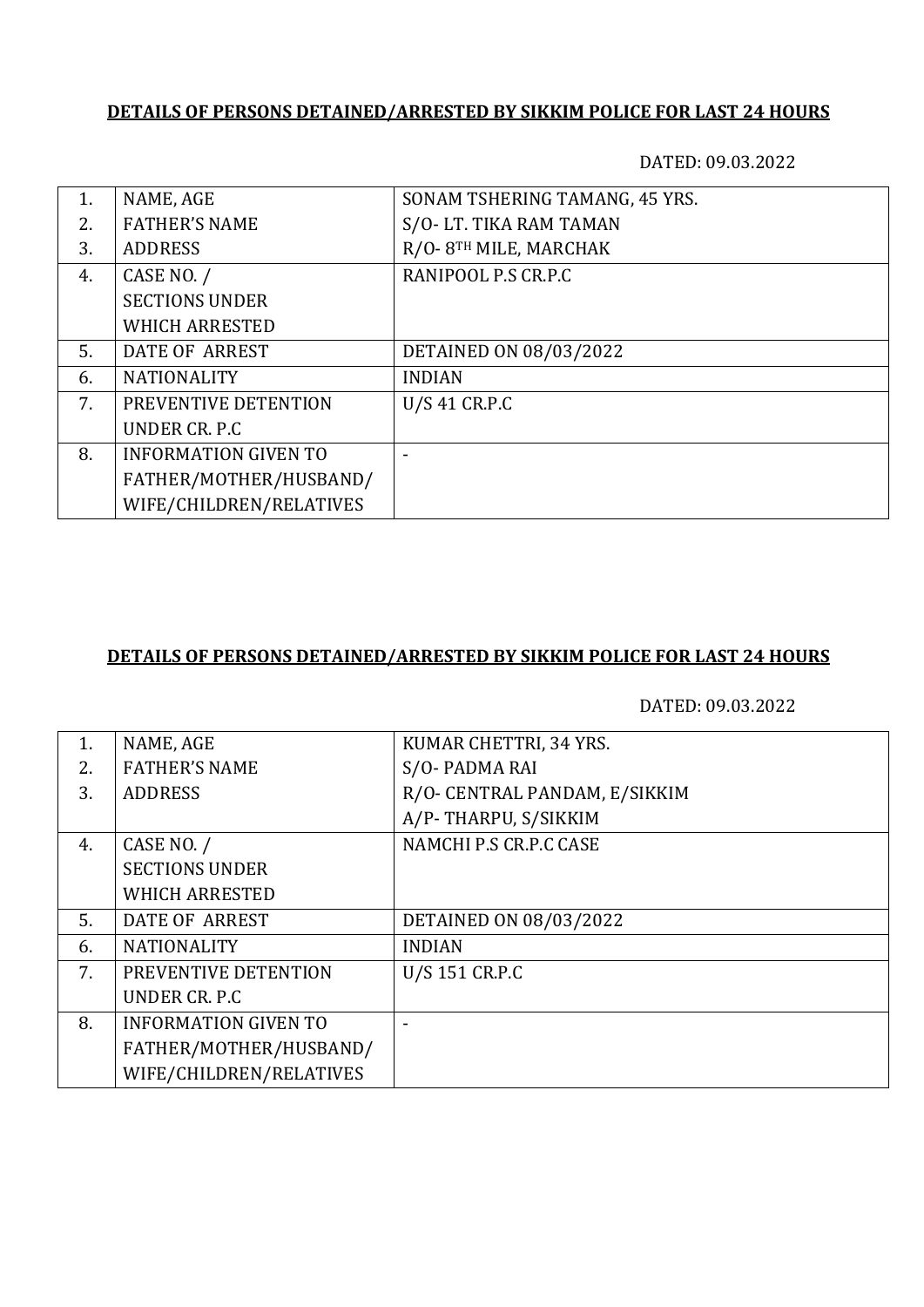**DETAILS OF PERSONS DETAINED/ARRESTED BY SIKKIM POLICE FOR LAST 24 HOURS**

DATED: 09.03.2022

| | | |
|---|---|---|
| 1.<br>2.<br>3. | NAME, AGE<br>FATHER'S NAME<br>ADDRESS | SONAM TSHERING TAMANG, 45 YRS.<br>S/O- LT. TIKA RAM TAMAN<br>R/O- 8TH MILE, MARCHAK |
| 4. | CASE NO. /<br>SECTIONS UNDER<br>WHICH ARRESTED | RANIPOOL P.S CR.P.C |
| 5. | DATE OF ARREST | DETAINED ON 08/03/2022 |
| 6. | NATIONALITY | INDIAN |
| 7. | PREVENTIVE DETENTION<br>UNDER CR. P.C | U/S 41 CR.P.C |
| 8. | INFORMATION GIVEN TO<br>FATHER/MOTHER/HUSBAND/<br>WIFE/CHILDREN/RELATIVES | - |

**DETAILS OF PERSONS DETAINED/ARRESTED BY SIKKIM POLICE FOR LAST 24 HOURS**

DATED: 09.03.2022

| | | |
|---|---|---|
| 1.<br>2.<br>3. | NAME, AGE<br>FATHER'S NAME<br>ADDRESS | KUMAR CHETTRI, 34 YRS.<br>S/O- PADMA RAI<br>R/O- CENTRAL PANDAM, E/SIKKIM<br>A/P- THARPU, S/SIKKIM |
| 4. | CASE NO. /<br>SECTIONS UNDER<br>WHICH ARRESTED | NAMCHI P.S CR.P.C CASE |
| 5. | DATE OF ARREST | DETAINED ON 08/03/2022 |
| 6. | NATIONALITY | INDIAN |
| 7. | PREVENTIVE DETENTION<br>UNDER CR. P.C | U/S 151 CR.P.C |
| 8. | INFORMATION GIVEN TO<br>FATHER/MOTHER/HUSBAND/<br>WIFE/CHILDREN/RELATIVES | - |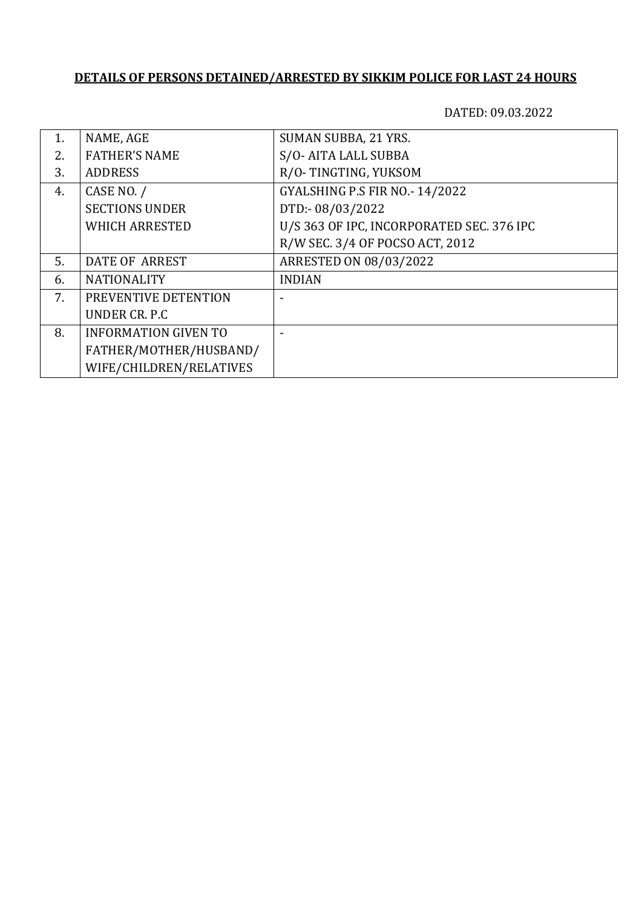**DETAILS OF PERSONS DETAINED/ARRESTED BY SIKKIM POLICE FOR LAST 24 HOURS**

DATED: 09.03.2022

| | | |
|---|---|---|
| 1. | NAME, AGE | SUMAN SUBBA, 21 YRS. |
| 2. | FATHER'S NAME | S/O- AITA LALL SUBBA |
| 3. | ADDRESS | R/O- TINGTING, YUKSOM |
| 4. | CASE NO. / SECTIONS UNDER WHICH ARRESTED | GYALSHING P.S FIR NO.- 14/2022 DTD:- 08/03/2022 U/S 363 OF IPC, INCORPORATED SEC. 376 IPC R/W SEC. 3/4 OF POCSO ACT, 2012 |
| 5. | DATE OF ARREST | ARRESTED ON 08/03/2022 |
| 6. | NATIONALITY | INDIAN |
| 7. | PREVENTIVE DETENTION UNDER CR. P.C | - |
| 8. | INFORMATION GIVEN TO FATHER/MOTHER/HUSBAND/ WIFE/CHILDREN/RELATIVES | - |